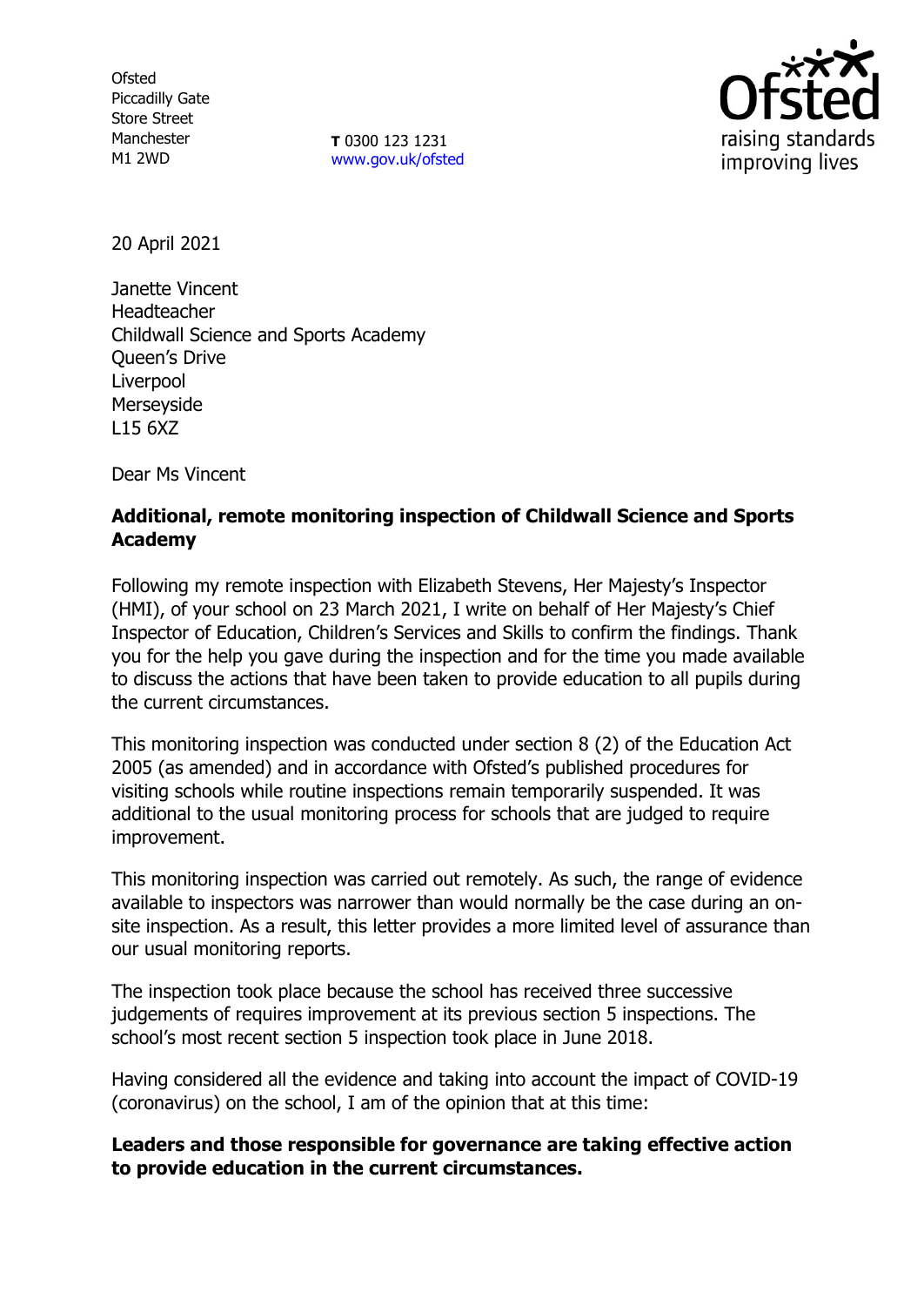Ofsted
Piccadilly Gate
Store Street
Manchester
M1 2WD

**T** 0300 123 1231
www.gov.uk/ofsted

20 April 2021

Janette Vincent
Headteacher
Childwall Science and Sports Academy
Queen's Drive
Liverpool
Merseyside
L15 6XZ

Dear Ms Vincent

**Additional, remote monitoring inspection of Childwall Science and Sports Academy**

Following my remote inspection with Elizabeth Stevens, Her Majesty's Inspector (HMI), of your school on 23 March 2021, I write on behalf of Her Majesty's Chief Inspector of Education, Children's Services and Skills to confirm the findings. Thank you for the help you gave during the inspection and for the time you made available to discuss the actions that have been taken to provide education to all pupils during the current circumstances.

This monitoring inspection was conducted under section 8 (2) of the Education Act 2005 (as amended) and in accordance with Ofsted's published procedures for visiting schools while routine inspections remain temporarily suspended. It was additional to the usual monitoring process for schools that are judged to require improvement.

This monitoring inspection was carried out remotely. As such, the range of evidence available to inspectors was narrower than would normally be the case during an on-site inspection. As a result, this letter provides a more limited level of assurance than our usual monitoring reports.

The inspection took place because the school has received three successive judgements of requires improvement at its previous section 5 inspections. The school's most recent section 5 inspection took place in June 2018.

Having considered all the evidence and taking into account the impact of COVID-19 (coronavirus) on the school, I am of the opinion that at this time:

**Leaders and those responsible for governance are taking effective action to provide education in the current circumstances.**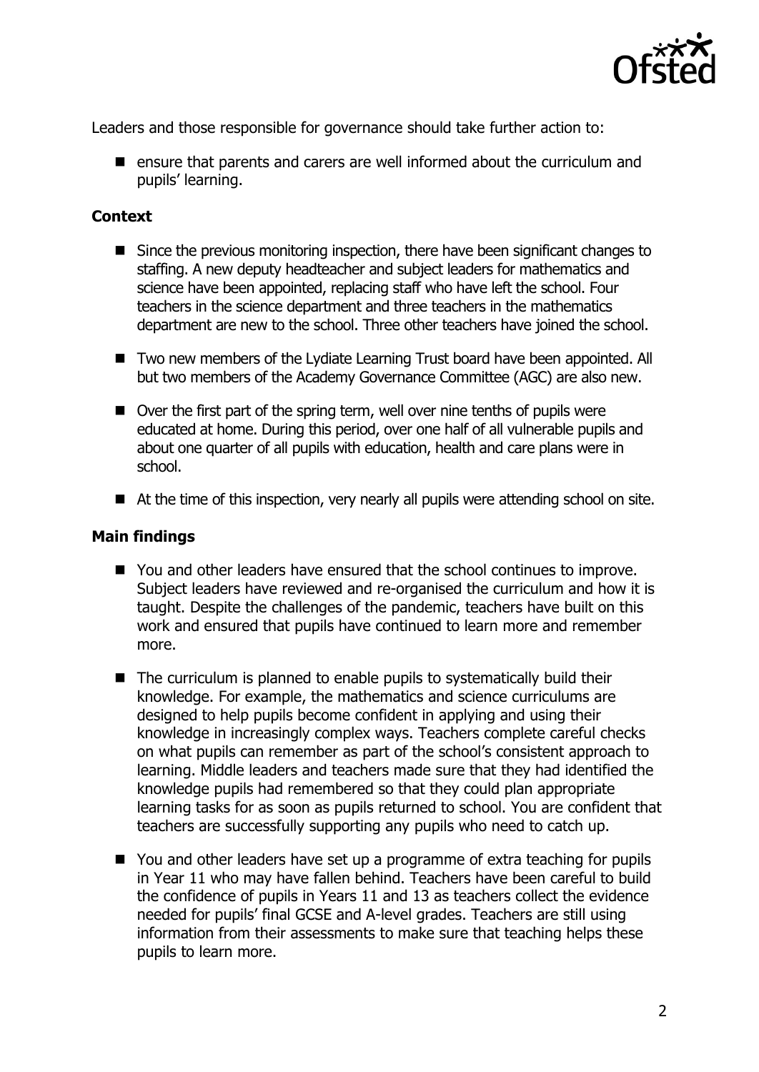Leaders and those responsible for governance should take further action to:

- ensure that parents and carers are well informed about the curriculum and pupils' learning.

### Context

- Since the previous monitoring inspection, there have been significant changes to staffing. A new deputy headteacher and subject leaders for mathematics and science have been appointed, replacing staff who have left the school. Four teachers in the science department and three teachers in the mathematics department are new to the school. Three other teachers have joined the school.
- Two new members of the Lydiate Learning Trust board have been appointed. All but two members of the Academy Governance Committee (AGC) are also new.
- Over the first part of the spring term, well over nine tenths of pupils were educated at home. During this period, over one half of all vulnerable pupils and about one quarter of all pupils with education, health and care plans were in school.
- At the time of this inspection, very nearly all pupils were attending school on site.

### Main findings

- You and other leaders have ensured that the school continues to improve. Subject leaders have reviewed and re-organised the curriculum and how it is taught. Despite the challenges of the pandemic, teachers have built on this work and ensured that pupils have continued to learn more and remember more.
- The curriculum is planned to enable pupils to systematically build their knowledge. For example, the mathematics and science curriculums are designed to help pupils become confident in applying and using their knowledge in increasingly complex ways. Teachers complete careful checks on what pupils can remember as part of the school's consistent approach to learning. Middle leaders and teachers made sure that they had identified the knowledge pupils had remembered so that they could plan appropriate learning tasks for as soon as pupils returned to school. You are confident that teachers are successfully supporting any pupils who need to catch up.
- You and other leaders have set up a programme of extra teaching for pupils in Year 11 who may have fallen behind. Teachers have been careful to build the confidence of pupils in Years 11 and 13 as teachers collect the evidence needed for pupils' final GCSE and A-level grades. Teachers are still using information from their assessments to make sure that teaching helps these pupils to learn more.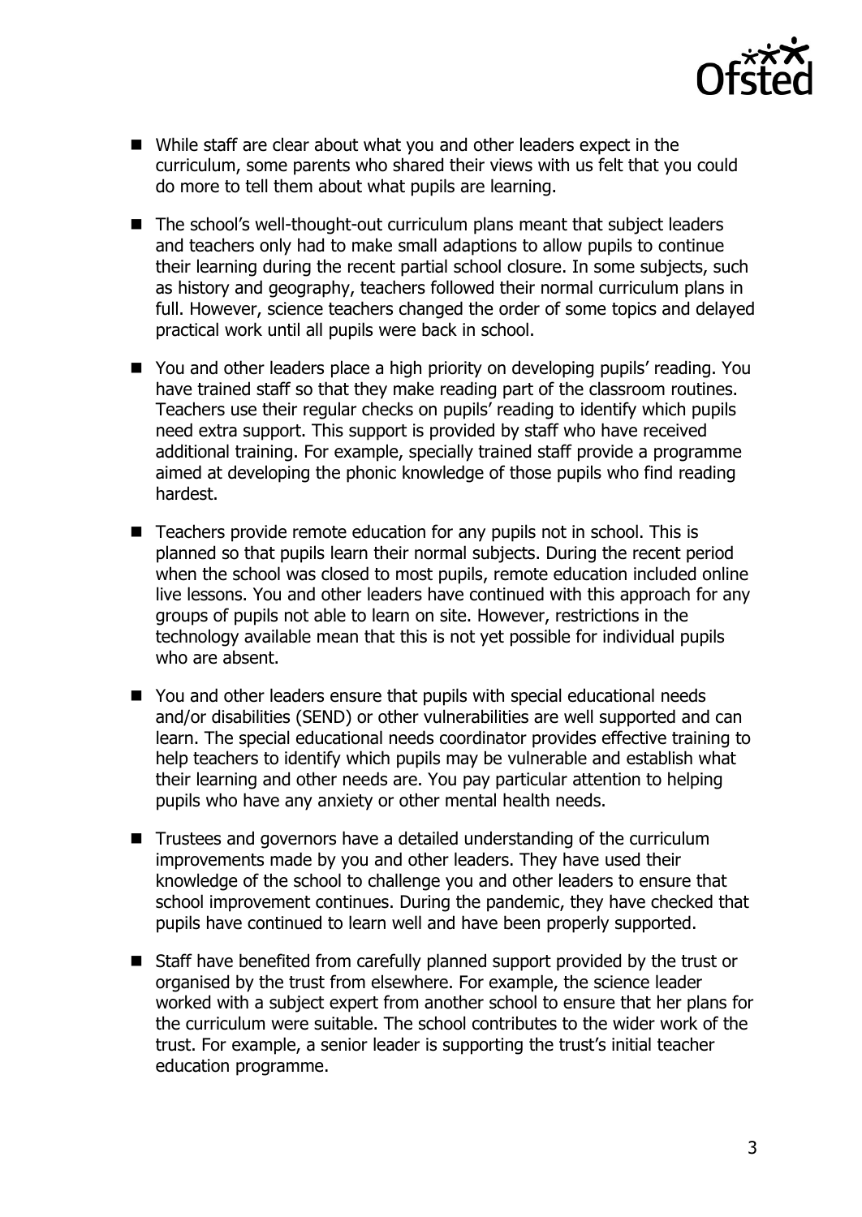- While staff are clear about what you and other leaders expect in the curriculum, some parents who shared their views with us felt that you could do more to tell them about what pupils are learning.

- The school's well-thought-out curriculum plans meant that subject leaders and teachers only had to make small adaptions to allow pupils to continue their learning during the recent partial school closure. In some subjects, such as history and geography, teachers followed their normal curriculum plans in full. However, science teachers changed the order of some topics and delayed practical work until all pupils were back in school.

- You and other leaders place a high priority on developing pupils' reading. You have trained staff so that they make reading part of the classroom routines. Teachers use their regular checks on pupils' reading to identify which pupils need extra support. This support is provided by staff who have received additional training. For example, specially trained staff provide a programme aimed at developing the phonic knowledge of those pupils who find reading hardest.

- Teachers provide remote education for any pupils not in school. This is planned so that pupils learn their normal subjects. During the recent period when the school was closed to most pupils, remote education included online live lessons. You and other leaders have continued with this approach for any groups of pupils not able to learn on site. However, restrictions in the technology available mean that this is not yet possible for individual pupils who are absent.

- You and other leaders ensure that pupils with special educational needs and/or disabilities (SEND) or other vulnerabilities are well supported and can learn. The special educational needs coordinator provides effective training to help teachers to identify which pupils may be vulnerable and establish what their learning and other needs are. You pay particular attention to helping pupils who have any anxiety or other mental health needs.

- Trustees and governors have a detailed understanding of the curriculum improvements made by you and other leaders. They have used their knowledge of the school to challenge you and other leaders to ensure that school improvement continues. During the pandemic, they have checked that pupils have continued to learn well and have been properly supported.

- Staff have benefited from carefully planned support provided by the trust or organised by the trust from elsewhere. For example, the science leader worked with a subject expert from another school to ensure that her plans for the curriculum were suitable. The school contributes to the wider work of the trust. For example, a senior leader is supporting the trust's initial teacher education programme.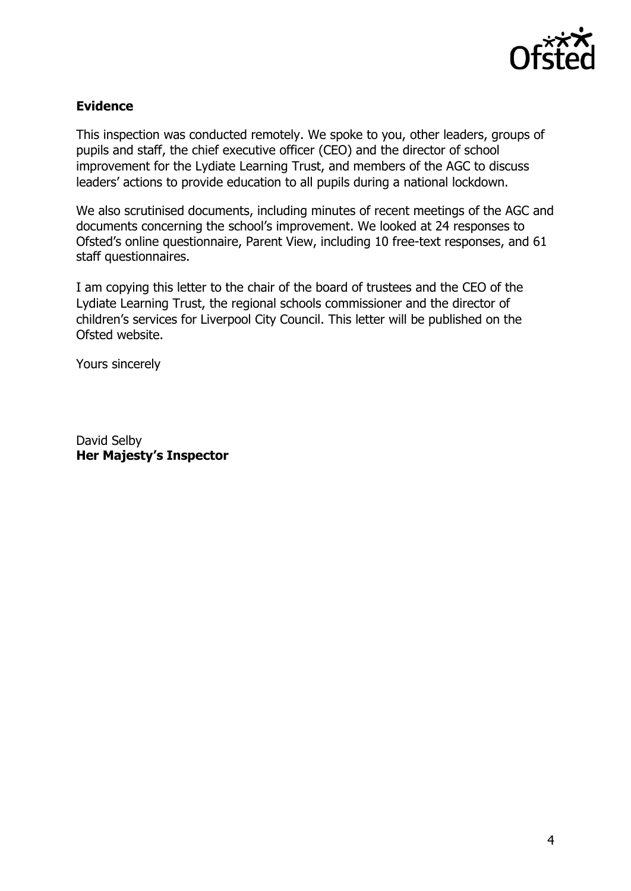## Evidence

This inspection was conducted remotely. We spoke to you, other leaders, groups of pupils and staff, the chief executive officer (CEO) and the director of school improvement for the Lydiate Learning Trust, and members of the AGC to discuss leaders' actions to provide education to all pupils during a national lockdown.

We also scrutinised documents, including minutes of recent meetings of the AGC and documents concerning the school's improvement. We looked at 24 responses to Ofsted's online questionnaire, Parent View, including 10 free-text responses, and 61 staff questionnaires.

I am copying this letter to the chair of the board of trustees and the CEO of the Lydiate Learning Trust, the regional schools commissioner and the director of children's services for Liverpool City Council. This letter will be published on the Ofsted website.

Yours sincerely

David Selby
**Her Majesty's Inspector**